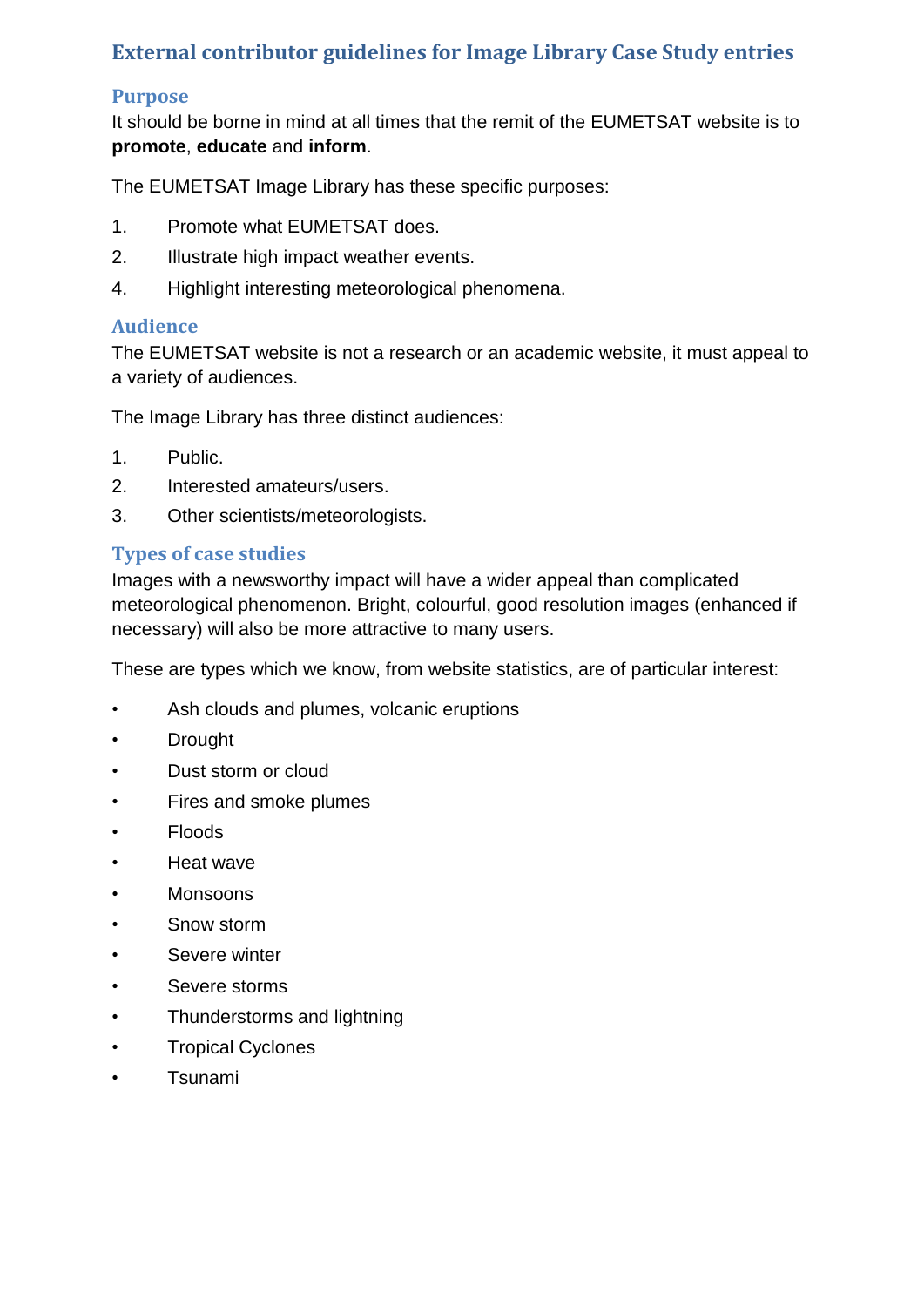# External contributor guidelines for Image Library Case Study entries

## Purpose

It should be borne in mind at all times that the remit of the EUMETSAT website is to **promote**, **educate** and **inform**.

The EUMETSAT Image Library has these specific purposes:

1. Promote what EUMETSAT does.
2. Illustrate high impact weather events.
4. Highlight interesting meteorological phenomena.

## Audience

The EUMETSAT website is not a research or an academic website, it must appeal to a variety of audiences.

The Image Library has three distinct audiences:

1. Public.
2. Interested amateurs/users.
3. Other scientists/meteorologists.

## Types of case studies

Images with a newsworthy impact will have a wider appeal than complicated meteorological phenomenon. Bright, colourful, good resolution images (enhanced if necessary) will also be more attractive to many users.

These are types which we know, from website statistics, are of particular interest:

- Ash clouds and plumes, volcanic eruptions
- Drought
- Dust storm or cloud
- Fires and smoke plumes
- Floods
- Heat wave
- Monsoons
- Snow storm
- Severe winter
- Severe storms
- Thunderstorms and lightning
- Tropical Cyclones
- Tsunami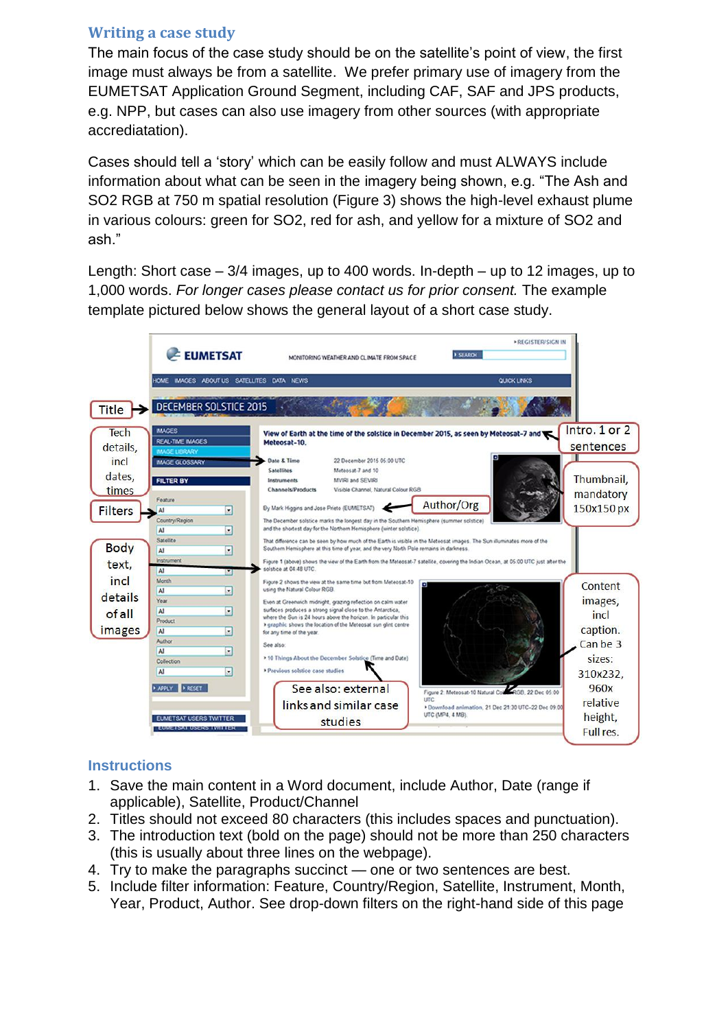## Writing a case study

The main focus of the case study should be on the satellite's point of view, the first image must always be from a satellite. We prefer primary use of imagery from the EUMETSAT Application Ground Segment, including CAF, SAF and JPS products, e.g. NPP, but cases can also use imagery from other sources (with appropriate accrediatation).

Cases should tell a 'story' which can be easily follow and must ALWAYS include information about what can be seen in the imagery being shown, e.g. "The Ash and SO2 RGB at 750 m spatial resolution (Figure 3) shows the high-level exhaust plume in various colours: green for SO2, red for ash, and yellow for a mixture of SO2 and ash."

Length: Short case – 3/4 images, up to 400 words. In-depth – up to 12 images, up to 1,000 words. *For longer cases please contact us for prior consent.* The example template pictured below shows the general layout of a short case study.

## Instructions

1. Save the main content in a Word document, include Author, Date (range if applicable), Satellite, Product/Channel
2. Titles should not exceed 80 characters (this includes spaces and punctuation).
3. The introduction text (bold on the page) should not be more than 250 characters (this is usually about three lines on the webpage).
4. Try to make the paragraphs succinct — one or two sentences are best.
5. Include filter information: Feature, Country/Region, Satellite, Instrument, Month, Year, Product, Author. See drop-down filters on the right-hand side of this page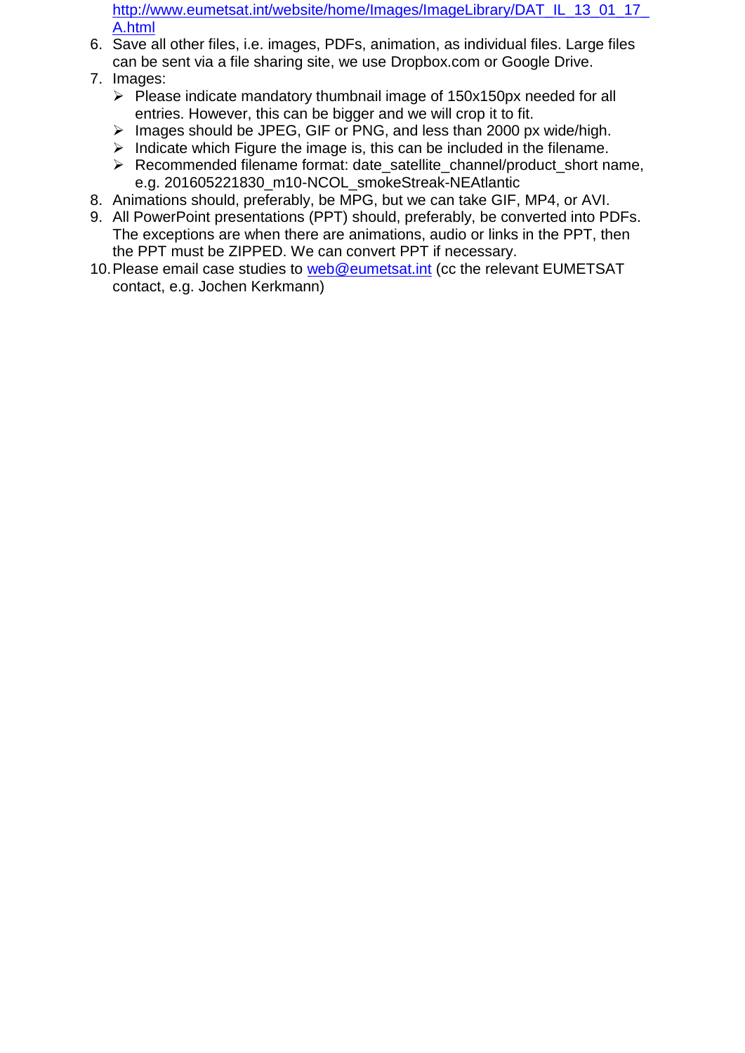http://www.eumetsat.int/website/home/Images/ImageLibrary/DAT_IL_13_01_17_A.html

6. Save all other files, i.e. images, PDFs, animation, as individual files. Large files can be sent via a file sharing site, we use Dropbox.com or Google Drive.
7. Images:
   - Please indicate mandatory thumbnail image of 150x150px needed for all entries. However, this can be bigger and we will crop it to fit.
   - Images should be JPEG, GIF or PNG, and less than 2000 px wide/high.
   - Indicate which Figure the image is, this can be included in the filename.
   - Recommended filename format: date_satellite_channel/product_short name, e.g. 201605221830_m10-NCOL_smokeStreak-NEAtlantic
8. Animations should, preferably, be MPG, but we can take GIF, MP4, or AVI.
9. All PowerPoint presentations (PPT) should, preferably, be converted into PDFs. The exceptions are when there are animations, audio or links in the PPT, then the PPT must be ZIPPED. We can convert PPT if necessary.
10. Please email case studies to web@eumetsat.int (cc the relevant EUMETSAT contact, e.g. Jochen Kerkmann)